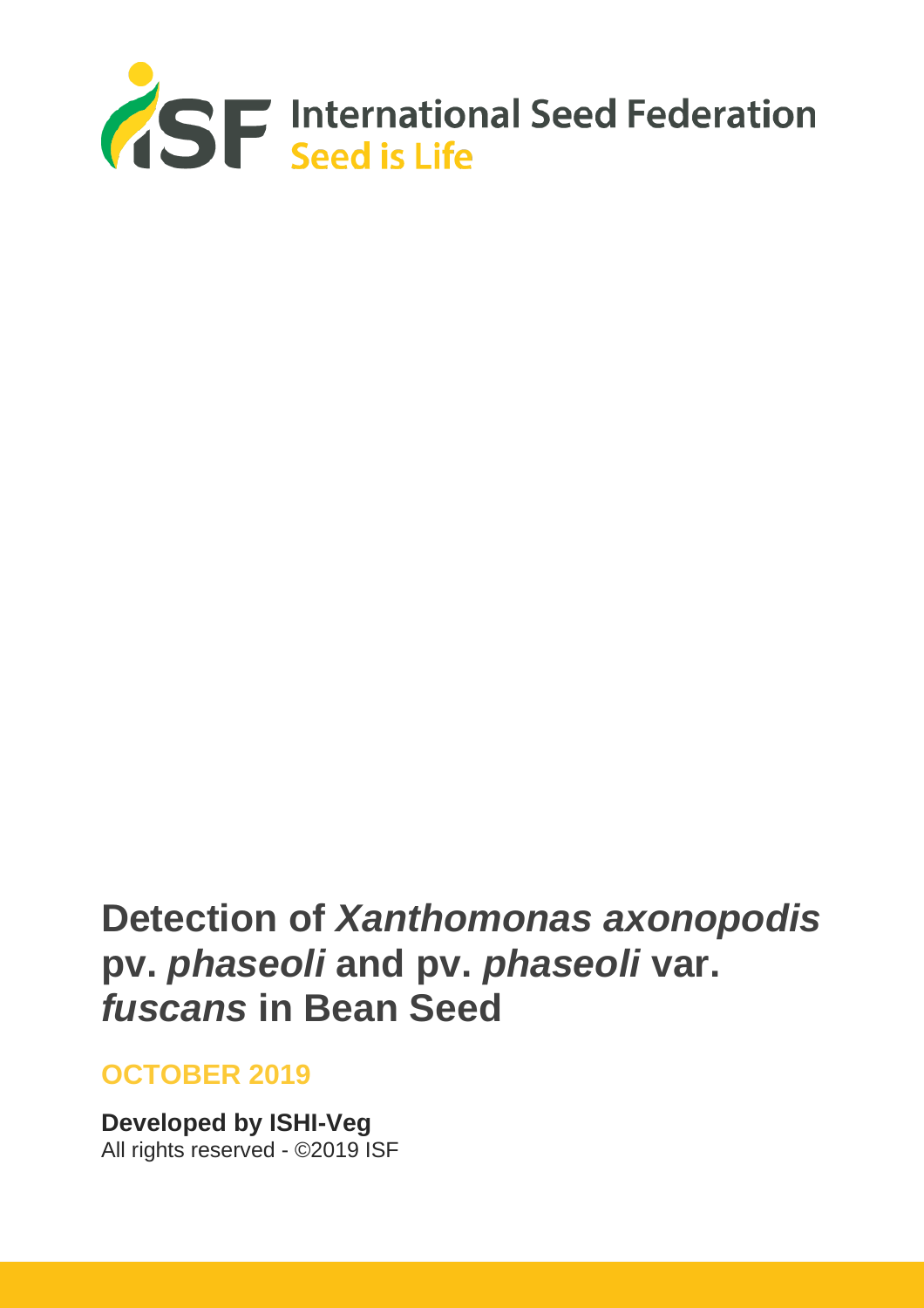International Seed Federation
Seed is Life

# Detection of *Xanthomonas axonopodis* pv. *phaseoli* and pv. *phaseoli* var. *fuscans* in Bean Seed

**OCTOBER 2019**

**Developed by ISHI-Veg**
All rights reserved - ©2019 ISF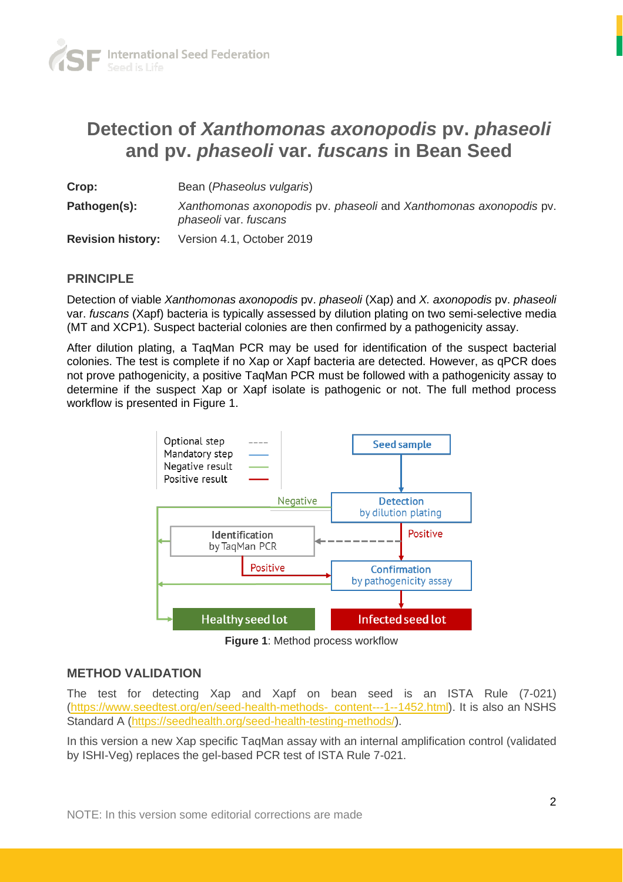# Detection of *Xanthomonas axonopodis* pv. *phaseoli* and pv. *phaseoli* var. *fuscans* in Bean Seed

**Crop:** Bean (*Phaseolus vulgaris*)

**Pathogen(s):** *Xanthomonas axonopodis* pv. *phaseoli* and *Xanthomonas axonopodis* pv. *phaseoli* var. *fuscans*

**Revision history:** Version 4.1, October 2019

## PRINCIPLE

Detection of viable *Xanthomonas axonopodis* pv. *phaseoli* (Xap) and *X. axonopodis* pv. *phaseoli* var. *fuscans* (Xapf) bacteria is typically assessed by dilution plating on two semi-selective media (MT and XCP1). Suspect bacterial colonies are then confirmed by a pathogenicity assay.

After dilution plating, a TaqMan PCR may be used for identification of the suspect bacterial colonies. The test is complete if no Xap or Xapf bacteria are detected. However, as qPCR does not prove pathogenicity, a positive TaqMan PCR must be followed with a pathogenicity assay to determine if the suspect Xap or Xapf isolate is pathogenic or not. The full method process workflow is presented in Figure 1.

Optional step ----
Mandatory step
Negative result
Positive result

Seed sample

Detection by dilution plating

Negative

Positive

Identification by TaqMan PCR

Positive

Confirmation by pathogenicity assay

Healthy seed lot

Infected seed lot

**Figure 1**: Method process workflow

## METHOD VALIDATION

The test for detecting Xap and Xapf on bean seed is an ISTA Rule (7-021) (https://www.seedtest.org/en/seed-health-methods-_content---1--1452.html). It is also an NSHS Standard A (https://seedhealth.org/seed-health-testing-methods/).

In this version a new Xap specific TaqMan assay with an internal amplification control (validated by ISHI-Veg) replaces the gel-based PCR test of ISTA Rule 7-021.

NOTE: In this version some editorial corrections are made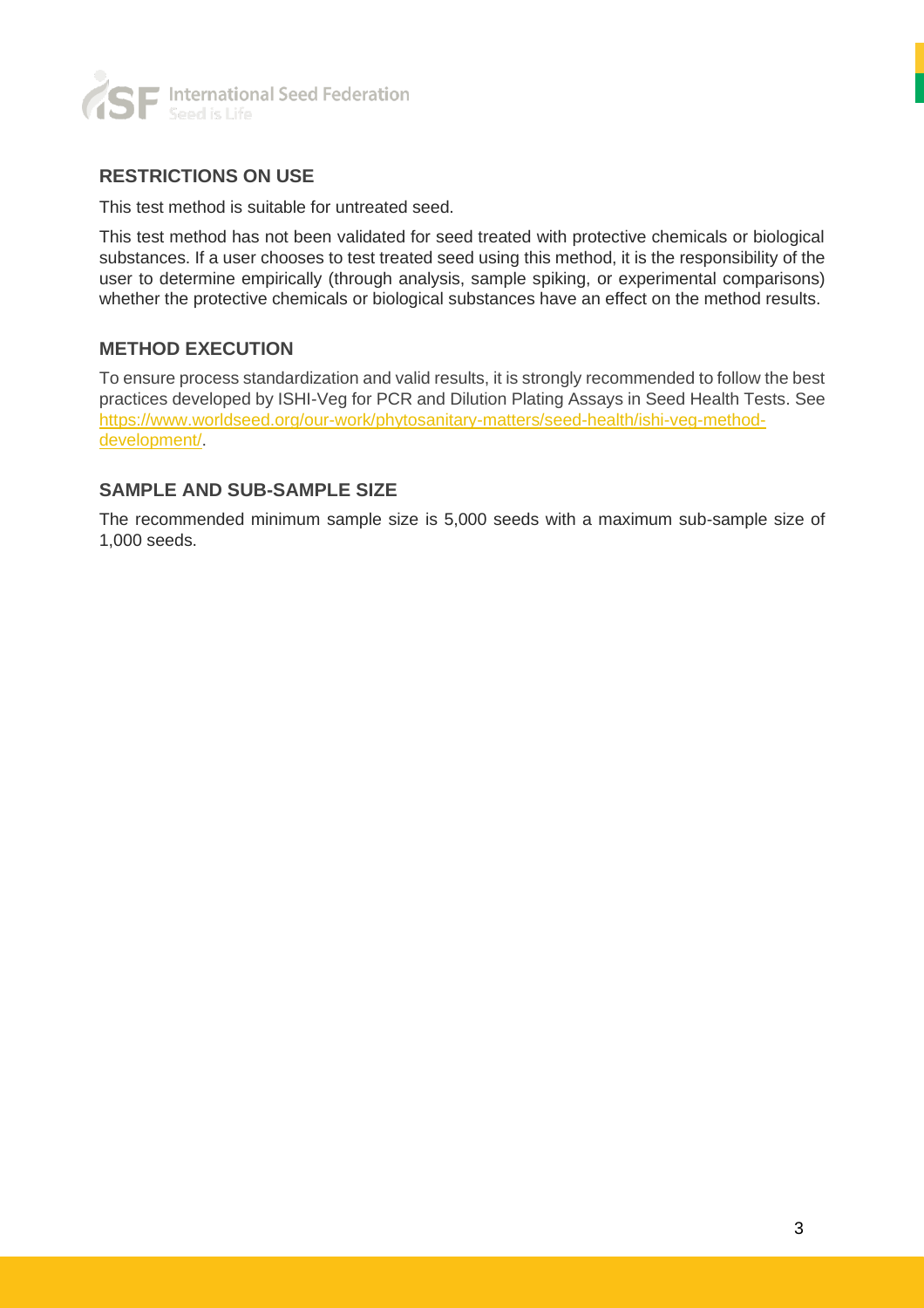## RESTRICTIONS ON USE

This test method is suitable for untreated seed.

This test method has not been validated for seed treated with protective chemicals or biological substances. If a user chooses to test treated seed using this method, it is the responsibility of the user to determine empirically (through analysis, sample spiking, or experimental comparisons) whether the protective chemicals or biological substances have an effect on the method results.

## METHOD EXECUTION

To ensure process standardization and valid results, it is strongly recommended to follow the best practices developed by ISHI-Veg for PCR and Dilution Plating Assays in Seed Health Tests. See [https://www.worldseed.org/our-work/phytosanitary-matters/seed-health/ishi-veg-method-development/](https://www.worldseed.org/our-work/phytosanitary-matters/seed-health/ishi-veg-method-development/).

## SAMPLE AND SUB-SAMPLE SIZE

The recommended minimum sample size is 5,000 seeds with a maximum sub-sample size of 1,000 seeds.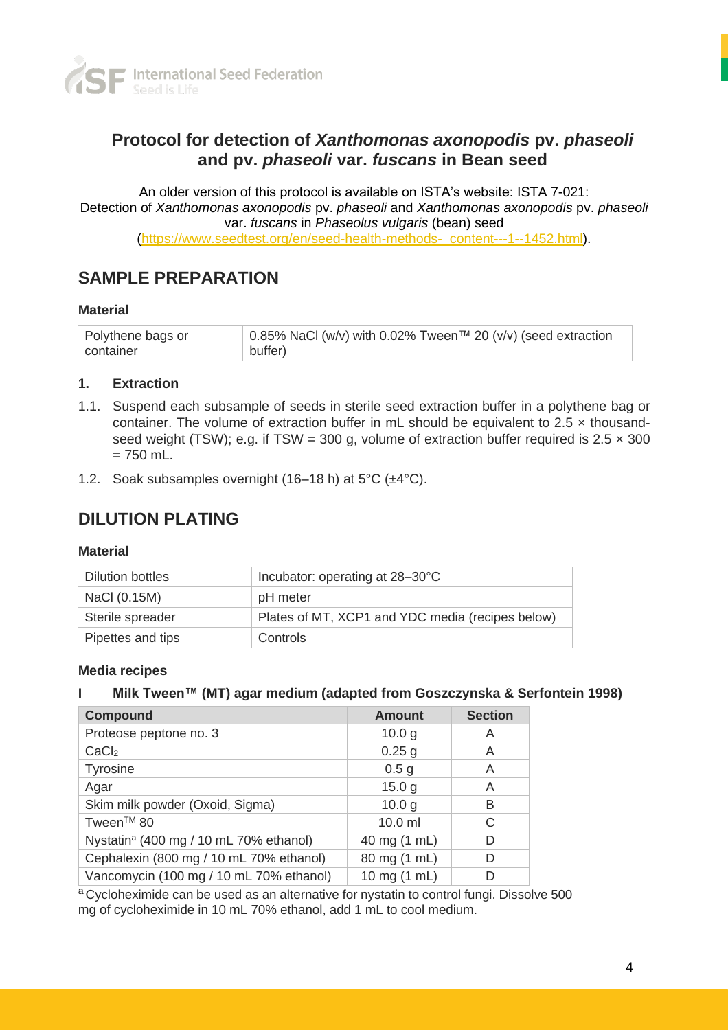# Protocol for detection of *Xanthomonas axonopodis* pv. *phaseoli* and pv. *phaseoli* var. *fuscans* in Bean seed

An older version of this protocol is available on ISTA's website: ISTA 7-021: Detection of *Xanthomonas axonopodis* pv. *phaseoli* and *Xanthomonas axonopodis* pv. *phaseoli* var. *fuscans* in *Phaseolus vulgaris* (bean) seed (https://www.seedtest.org/en/seed-health-methods-_content---1--1452.html).

## SAMPLE PREPARATION

### Material

| Polythene bags or container | 0.85% NaCl (w/v) with 0.02% Tween™ 20 (v/v) (seed extraction buffer) |
|---|---|

### 1. Extraction

1.1. Suspend each subsample of seeds in sterile seed extraction buffer in a polythene bag or container. The volume of extraction buffer in mL should be equivalent to 2.5 × thousand-seed weight (TSW); e.g. if TSW = 300 g, volume of extraction buffer required is 2.5 × 300 = 750 mL.

1.2. Soak subsamples overnight (16–18 h) at 5°C (±4°C).

## DILUTION PLATING

### Material

| Dilution bottles | Incubator: operating at 28–30°C |
|---|---|
| NaCl (0.15M) | pH meter |
| Sterile spreader | Plates of MT, XCP1 and YDC media (recipes below) |
| Pipettes and tips | Controls |

### Media recipes

**I Milk Tween™ (MT) agar medium (adapted from Goszczynska & Serfontein 1998)**

| Compound | Amount | Section |
|---|---|---|
| Proteose peptone no. 3 | 10.0 g | A |
| $CaCl_2$ | 0.25 g | A |
| Tyrosine | 0.5 g | A |
| Agar | 15.0 g | A |
| Skim milk powder (Oxoid, Sigma) | 10.0 g | B |
| Tween™ 80 | 10.0 ml | C |
| Nystatin[a] (400 mg / 10 mL 70% ethanol) | 40 mg (1 mL) | D |
| Cephalexin (800 mg / 10 mL 70% ethanol) | 80 mg (1 mL) | D |
| Vancomycin (100 mg / 10 mL 70% ethanol) | 10 mg (1 mL) | D |

[a] Cycloheximide can be used as an alternative for nystatin to control fungi. Dissolve 500 mg of cycloheximide in 10 mL 70% ethanol, add 1 mL to cool medium.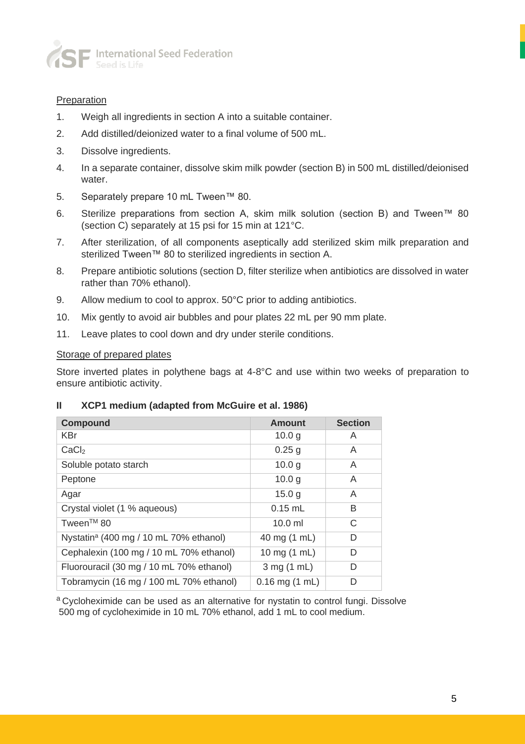Preparation

1. Weigh all ingredients in section A into a suitable container.
2. Add distilled/deionized water to a final volume of 500 mL.
3. Dissolve ingredients.
4. In a separate container, dissolve skim milk powder (section B) in 500 mL distilled/deionised water.
5. Separately prepare 10 mL Tween™ 80.
6. Sterilize preparations from section A, skim milk solution (section B) and Tween™ 80 (section C) separately at 15 psi for 15 min at 121°C.
7. After sterilization, of all components aseptically add sterilized skim milk preparation and sterilized Tween™ 80 to sterilized ingredients in section A.
8. Prepare antibiotic solutions (section D, filter sterilize when antibiotics are dissolved in water rather than 70% ethanol).
9. Allow medium to cool to approx. 50°C prior to adding antibiotics.
10. Mix gently to avoid air bubbles and pour plates 22 mL per 90 mm plate.
11. Leave plates to cool down and dry under sterile conditions.

Storage of prepared plates

Store inverted plates in polythene bags at 4-8°C and use within two weeks of preparation to ensure antibiotic activity.

## II XCP1 medium (adapted from McGuire et al. 1986)

| Compound | Amount | Section |
|---|---|---|
| KBr | 10.0 g | A |
| $CaCl_2$ | 0.25 g | A |
| Soluble potato starch | 10.0 g | A |
| Peptone | 10.0 g | A |
| Agar | 15.0 g | A |
| Crystal violet (1 % aqueous) | 0.15 mL | B |
| Tween™ 80 | 10.0 ml | C |
| Nystatin[a] (400 mg / 10 mL 70% ethanol) | 40 mg (1 mL) | D |
| Cephalexin (100 mg / 10 mL 70% ethanol) | 10 mg (1 mL) | D |
| Fluorouracil (30 mg / 10 mL 70% ethanol) | 3 mg (1 mL) | D |
| Tobramycin (16 mg / 100 mL 70% ethanol) | 0.16 mg (1 mL) | D |

[a] Cycloheximide can be used as an alternative for nystatin to control fungi. Dissolve 500 mg of cycloheximide in 10 mL 70% ethanol, add 1 mL to cool medium.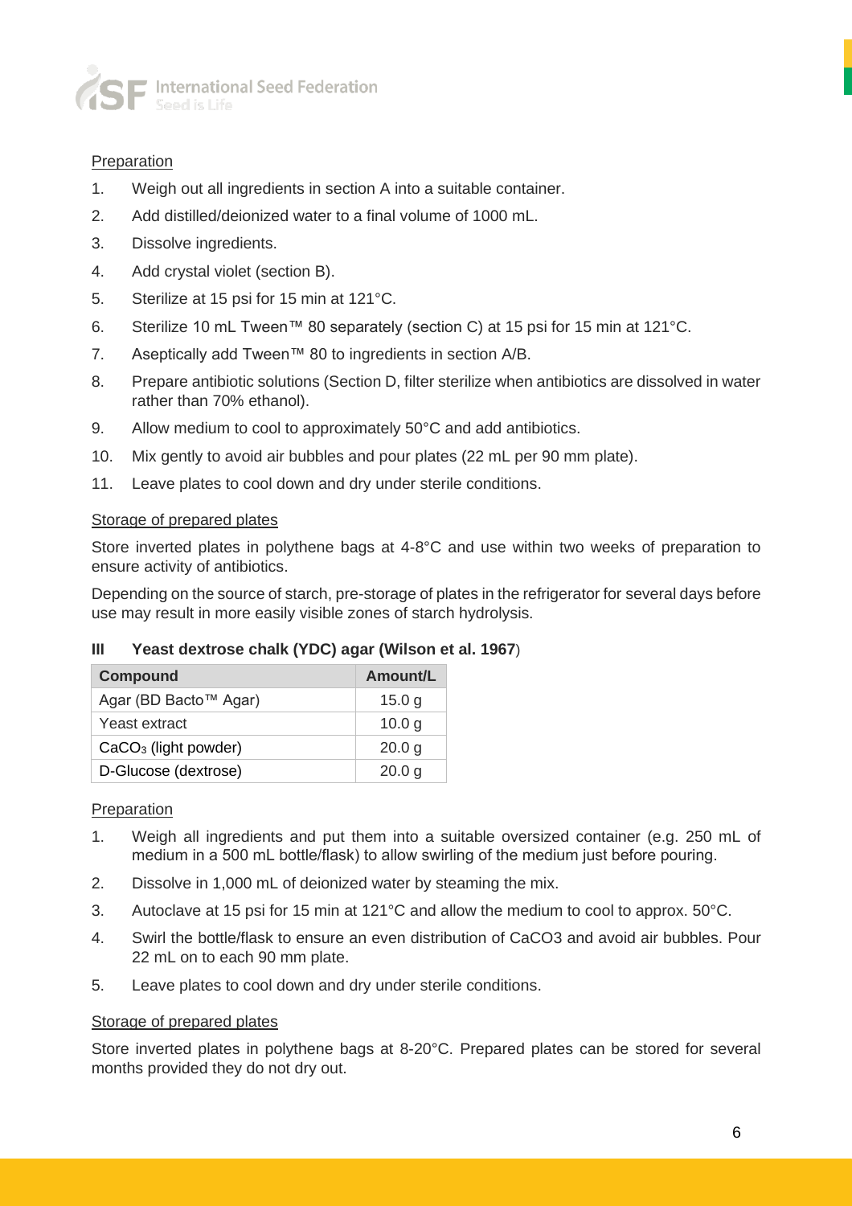Preparation

1. Weigh out all ingredients in section A into a suitable container.
2. Add distilled/deionized water to a final volume of 1000 mL.
3. Dissolve ingredients.
4. Add crystal violet (section B).
5. Sterilize at 15 psi for 15 min at 121°C.
6. Sterilize 10 mL Tween™ 80 separately (section C) at 15 psi for 15 min at 121°C.
7. Aseptically add Tween™ 80 to ingredients in section A/B.
8. Prepare antibiotic solutions (Section D, filter sterilize when antibiotics are dissolved in water rather than 70% ethanol).
9. Allow medium to cool to approximately 50°C and add antibiotics.
10. Mix gently to avoid air bubbles and pour plates (22 mL per 90 mm plate).
11. Leave plates to cool down and dry under sterile conditions.

Storage of prepared plates

Store inverted plates in polythene bags at 4-8°C and use within two weeks of preparation to ensure activity of antibiotics.

Depending on the source of starch, pre-storage of plates in the refrigerator for several days before use may result in more easily visible zones of starch hydrolysis.

### III Yeast dextrose chalk (YDC) agar (Wilson et al. 1967)

| Compound | Amount/L |
|---|---|
| Agar (BD Bacto™ Agar) | 15.0 g |
| Yeast extract | 10.0 g |
| $CaCO_3$ (light powder) | 20.0 g |
| D-Glucose (dextrose) | 20.0 g |

Preparation

1. Weigh all ingredients and put them into a suitable oversized container (e.g. 250 mL of medium in a 500 mL bottle/flask) to allow swirling of the medium just before pouring.
2. Dissolve in 1,000 mL of deionized water by steaming the mix.
3. Autoclave at 15 psi for 15 min at 121°C and allow the medium to cool to approx. 50°C.
4. Swirl the bottle/flask to ensure an even distribution of CaCO3 and avoid air bubbles. Pour 22 mL on to each 90 mm plate.
5. Leave plates to cool down and dry under sterile conditions.

Storage of prepared plates

Store inverted plates in polythene bags at 8-20°C. Prepared plates can be stored for several months provided they do not dry out.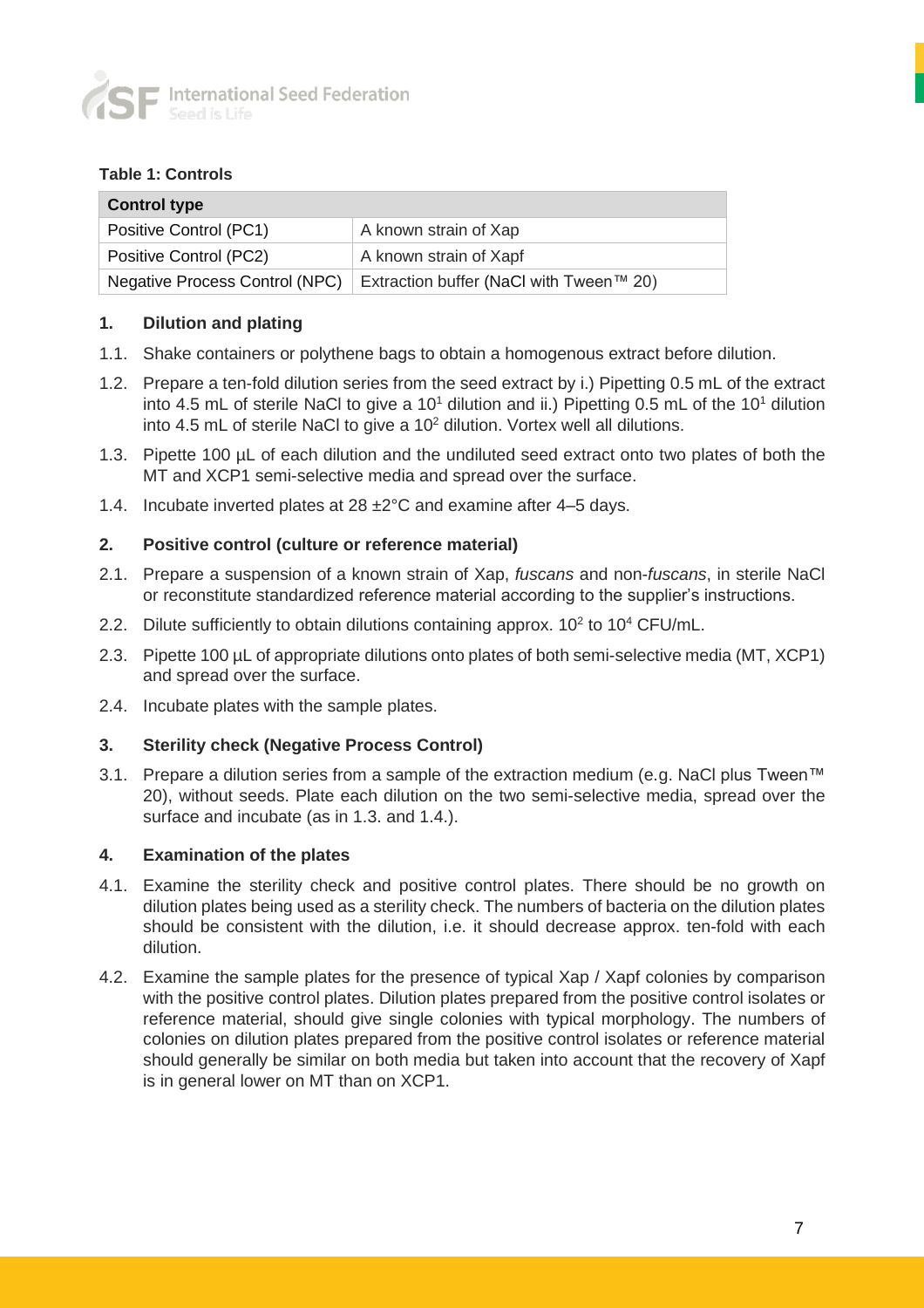**Table 1: Controls**

| Control type | |
|---|---|
| Positive Control (PC1) | A known strain of Xap |
| Positive Control (PC2) | A known strain of Xapf |
| Negative Process Control (NPC) | Extraction buffer (NaCl with Tween™ 20) |

### 1. Dilution and plating

1.1. Shake containers or polythene bags to obtain a homogenous extract before dilution.

1.2. Prepare a ten-fold dilution series from the seed extract by i.) Pipetting 0.5 mL of the extract into 4.5 mL of sterile NaCl to give a $10^1$ dilution and ii.) Pipetting 0.5 mL of the $10^1$ dilution into 4.5 mL of sterile NaCl to give a $10^2$ dilution. Vortex well all dilutions.

1.3. Pipette 100 µL of each dilution and the undiluted seed extract onto two plates of both the MT and XCP1 semi-selective media and spread over the surface.

1.4. Incubate inverted plates at 28 ±2°C and examine after 4–5 days.

### 2. Positive control (culture or reference material)

2.1. Prepare a suspension of a known strain of Xap, *fuscans* and non-*fuscans*, in sterile NaCl or reconstitute standardized reference material according to the supplier's instructions.

2.2. Dilute sufficiently to obtain dilutions containing approx. $10^2$ to $10^4$ CFU/mL.

2.3. Pipette 100 µL of appropriate dilutions onto plates of both semi-selective media (MT, XCP1) and spread over the surface.

2.4. Incubate plates with the sample plates.

### 3. Sterility check (Negative Process Control)

3.1. Prepare a dilution series from a sample of the extraction medium (e.g. NaCl plus Tween™ 20), without seeds. Plate each dilution on the two semi-selective media, spread over the surface and incubate (as in 1.3. and 1.4.).

### 4. Examination of the plates

4.1. Examine the sterility check and positive control plates. There should be no growth on dilution plates being used as a sterility check. The numbers of bacteria on the dilution plates should be consistent with the dilution, i.e. it should decrease approx. ten-fold with each dilution.

4.2. Examine the sample plates for the presence of typical Xap / Xapf colonies by comparison with the positive control plates. Dilution plates prepared from the positive control isolates or reference material, should give single colonies with typical morphology. The numbers of colonies on dilution plates prepared from the positive control isolates or reference material should generally be similar on both media but taken into account that the recovery of Xapf is in general lower on MT than on XCP1.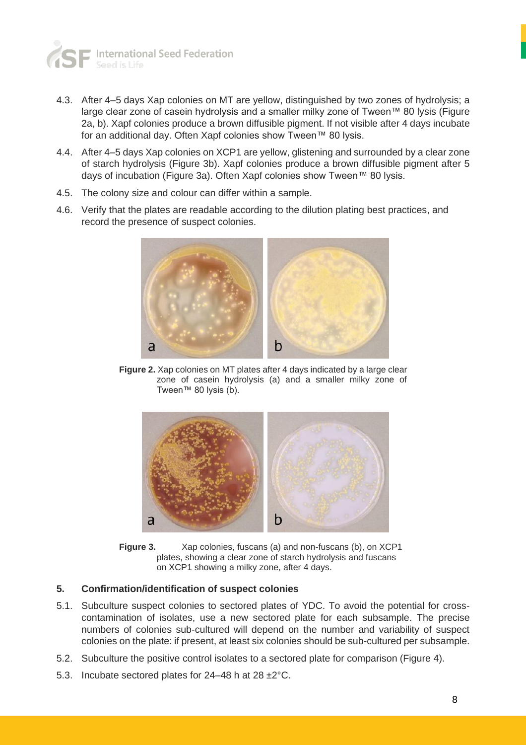4.3. After 4–5 days Xap colonies on MT are yellow, distinguished by two zones of hydrolysis; a large clear zone of casein hydrolysis and a smaller milky zone of Tween™ 80 lysis (Figure 2a, b). Xapf colonies produce a brown diffusible pigment. If not visible after 4 days incubate for an additional day. Often Xapf colonies show Tween™ 80 lysis.

4.4. After 4–5 days Xap colonies on XCP1 are yellow, glistening and surrounded by a clear zone of starch hydrolysis (Figure 3b). Xapf colonies produce a brown diffusible pigment after 5 days of incubation (Figure 3a). Often Xapf colonies show Tween™ 80 lysis.

4.5. The colony size and colour can differ within a sample.

4.6. Verify that the plates are readable according to the dilution plating best practices, and record the presence of suspect colonies.

**Figure 2.** Xap colonies on MT plates after 4 days indicated by a large clear zone of casein hydrolysis (a) and a smaller milky zone of Tween™ 80 lysis (b).

**Figure 3.** Xap colonies, fuscans (a) and non-fuscans (b), on XCP1 plates, showing a clear zone of starch hydrolysis and fuscans on XCP1 showing a milky zone, after 4 days.

## 5. Confirmation/identification of suspect colonies

5.1. Subculture suspect colonies to sectored plates of YDC. To avoid the potential for cross-contamination of isolates, use a new sectored plate for each subsample. The precise numbers of colonies sub-cultured will depend on the number and variability of suspect colonies on the plate: if present, at least six colonies should be sub-cultured per subsample.

5.2. Subculture the positive control isolates to a sectored plate for comparison (Figure 4).

5.3. Incubate sectored plates for 24–48 h at 28 ±2°C.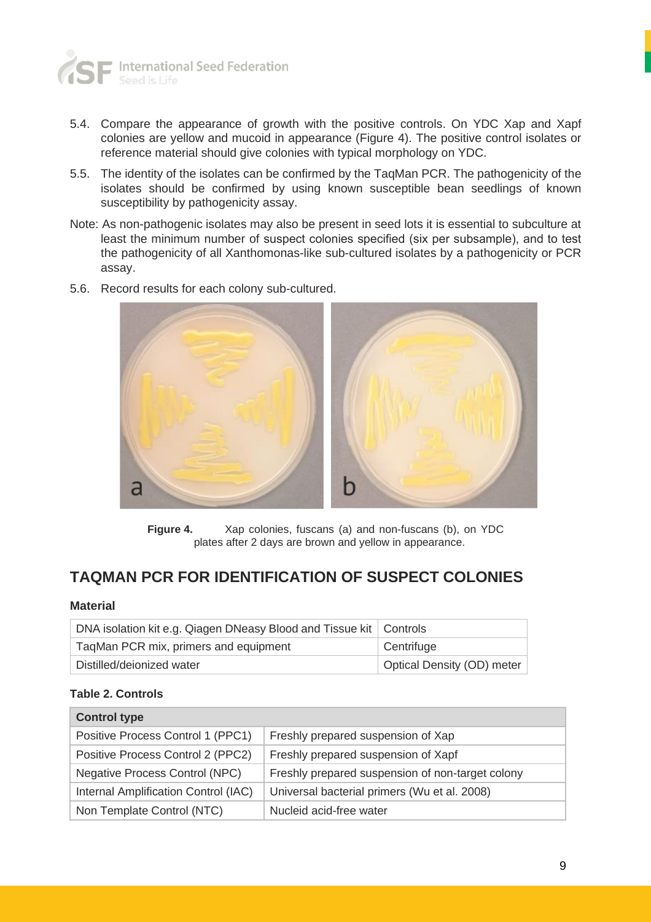5.4. Compare the appearance of growth with the positive controls. On YDC Xap and Xapf colonies are yellow and mucoid in appearance (Figure 4). The positive control isolates or reference material should give colonies with typical morphology on YDC.

5.5. The identity of the isolates can be confirmed by the TaqMan PCR. The pathogenicity of the isolates should be confirmed by using known susceptible bean seedlings of known susceptibility by pathogenicity assay.

Note: As non-pathogenic isolates may also be present in seed lots it is essential to subculture at least the minimum number of suspect colonies specified (six per subsample), and to test the pathogenicity of all Xanthomonas-like sub-cultured isolates by a pathogenicity or PCR assay.

5.6. Record results for each colony sub-cultured.

**Figure 4.** Xap colonies, fuscans (a) and non-fuscans (b), on YDC plates after 2 days are brown and yellow in appearance.

## TAQMAN PCR FOR IDENTIFICATION OF SUSPECT COLONIES

### Material

| DNA isolation kit e.g. Qiagen DNeasy Blood and Tissue kit | Controls |
|---|---|
| TaqMan PCR mix, primers and equipment | Centrifuge |
| Distilled/deionized water | Optical Density (OD) meter |

**Table 2. Controls**

| Control type | |
|---|---|
| Positive Process Control 1 (PPC1) | Freshly prepared suspension of Xap |
| Positive Process Control 2 (PPC2) | Freshly prepared suspension of Xapf |
| Negative Process Control (NPC) | Freshly prepared suspension of non-target colony |
| Internal Amplification Control (IAC) | Universal bacterial primers (Wu et al. 2008) |
| Non Template Control (NTC) | Nucleid acid-free water |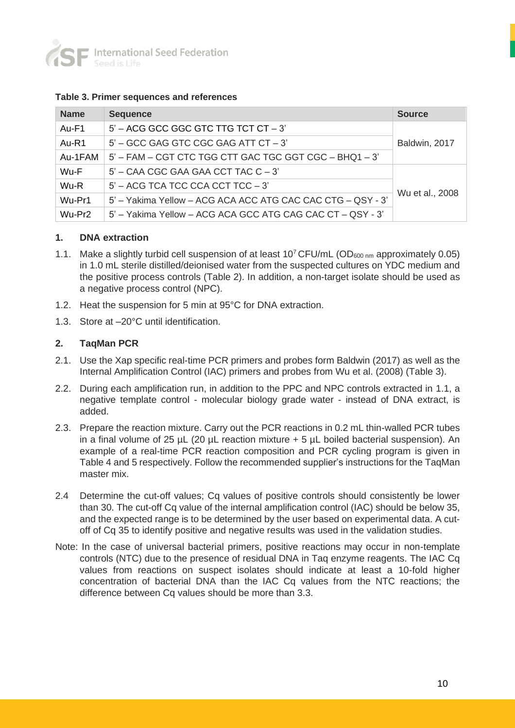**Table 3. Primer sequences and references**

| Name | Sequence | Source |
|---|---|---|
| Au-F1 | 5' – ACG GCC GGC GTC TTG TCT CT – 3' | Baldwin, 2017 |
| Au-R1 | 5' – GCC GAG GTC CGC GAG ATT CT – 3' | |
| Au-1FAM | 5' – FAM – CGT CTC TGG CTT GAC TGC GGT CGC – BHQ1 – 3' | |
| Wu-F | 5' – CAA CGC GAA GAA CCT TAC C – 3' | Wu et al., 2008 |
| Wu-R | 5' – ACG TCA TCC CCA CCT TCC – 3' | |
| Wu-Pr1 | 5' – Yakima Yellow – ACG ACA ACC ATG CAC CAC CTG – QSY - 3' | |
| Wu-Pr2 | 5' – Yakima Yellow – ACG ACA GCC ATG CAG CAC CT – QSY - 3' | |

### 1. DNA extraction

1.1. Make a slightly turbid cell suspension of at least $10^7$ CFU/mL ($OD_{600\ nm}$ approximately 0.05) in 1.0 mL sterile distilled/deionised water from the suspected cultures on YDC medium and the positive process controls (Table 2). In addition, a non-target isolate should be used as a negative process control (NPC).

1.2. Heat the suspension for 5 min at 95°C for DNA extraction.

1.3. Store at –20°C until identification.

### 2. TaqMan PCR

2.1. Use the Xap specific real-time PCR primers and probes form Baldwin (2017) as well as the Internal Amplification Control (IAC) primers and probes from Wu et al. (2008) (Table 3).

2.2. During each amplification run, in addition to the PPC and NPC controls extracted in 1.1, a negative template control - molecular biology grade water - instead of DNA extract, is added.

2.3. Prepare the reaction mixture. Carry out the PCR reactions in 0.2 mL thin-walled PCR tubes in a final volume of 25 µL (20 µL reaction mixture + 5 µL boiled bacterial suspension). An example of a real-time PCR reaction composition and PCR cycling program is given in Table 4 and 5 respectively. Follow the recommended supplier's instructions for the TaqMan master mix.

2.4 Determine the cut-off values; Cq values of positive controls should consistently be lower than 30. The cut-off Cq value of the internal amplification control (IAC) should be below 35, and the expected range is to be determined by the user based on experimental data. A cut-off of Cq 35 to identify positive and negative results was used in the validation studies.

Note: In the case of universal bacterial primers, positive reactions may occur in non-template controls (NTC) due to the presence of residual DNA in Taq enzyme reagents. The IAC Cq values from reactions on suspect isolates should indicate at least a 10-fold higher concentration of bacterial DNA than the IAC Cq values from the NTC reactions; the difference between Cq values should be more than 3.3.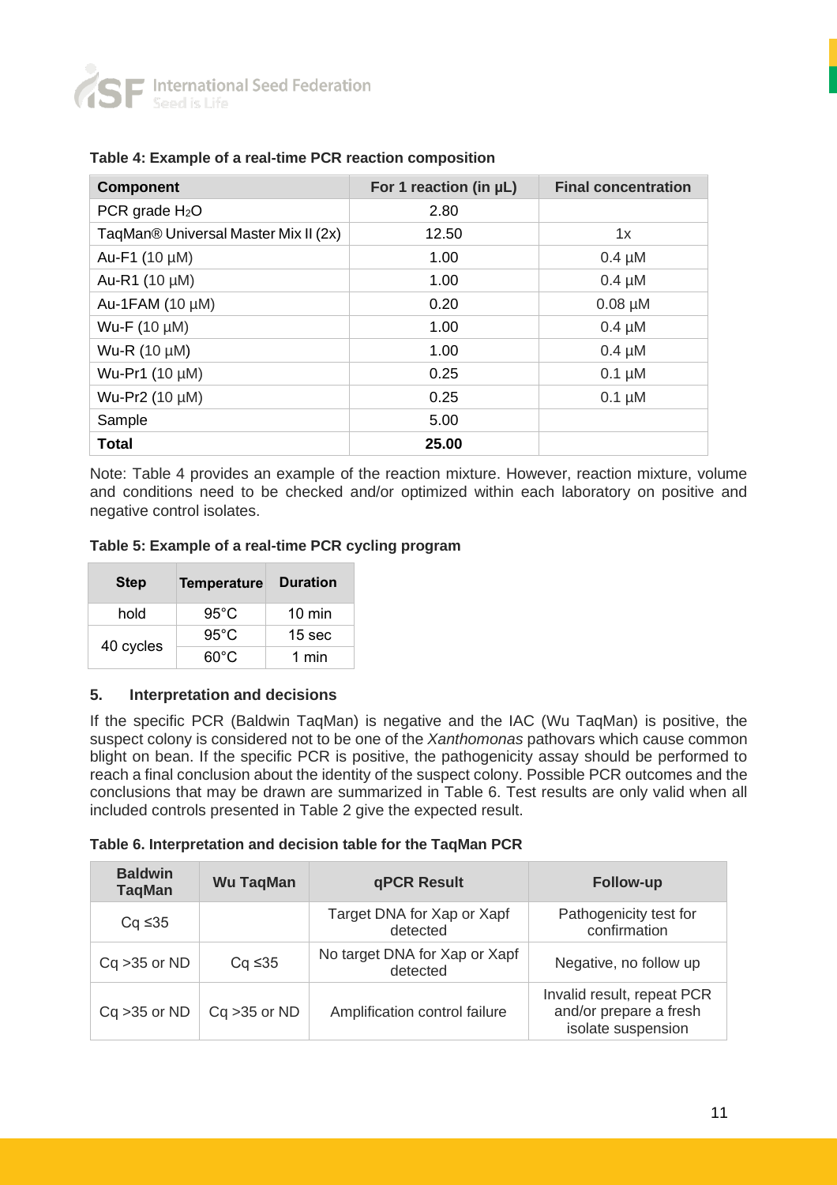**Table 4: Example of a real-time PCR reaction composition**

| Component | For 1 reaction (in µL) | Final concentration |
|---|---|---|
| PCR grade $H_2O$ | 2.80 | |
| TaqMan® Universal Master Mix II (2x) | 12.50 | 1x |
| Au-F1 (10 µM) | 1.00 | 0.4 µM |
| Au-R1 (10 µM) | 1.00 | 0.4 µM |
| Au-1FAM (10 µM) | 0.20 | 0.08 µM |
| Wu-F (10 µM) | 1.00 | 0.4 µM |
| Wu-R (10 µM) | 1.00 | 0.4 µM |
| Wu-Pr1 (10 µM) | 0.25 | 0.1 µM |
| Wu-Pr2 (10 µM) | 0.25 | 0.1 µM |
| Sample | 5.00 | |
| **Total** | **25.00** | |

Note: Table 4 provides an example of the reaction mixture. However, reaction mixture, volume and conditions need to be checked and/or optimized within each laboratory on positive and negative control isolates.

**Table 5: Example of a real-time PCR cycling program**

| Step | Temperature | Duration |
|---|---|---|
| hold | 95°C | 10 min |
| 40 cycles | 95°C | 15 sec |
| | 60°C | 1 min |

## 5. Interpretation and decisions

If the specific PCR (Baldwin TaqMan) is negative and the IAC (Wu TaqMan) is positive, the suspect colony is considered not to be one of the *Xanthomonas* pathovars which cause common blight on bean. If the specific PCR is positive, the pathogenicity assay should be performed to reach a final conclusion about the identity of the suspect colony. Possible PCR outcomes and the conclusions that may be drawn are summarized in Table 6. Test results are only valid when all included controls presented in Table 2 give the expected result.

**Table 6. Interpretation and decision table for the TaqMan PCR**

| Baldwin TaqMan | Wu TaqMan | qPCR Result | Follow-up |
|---|---|---|---|
| Cq ≤35 | | Target DNA for Xap or Xapf detected | Pathogenicity test for confirmation |
| Cq >35 or ND | Cq ≤35 | No target DNA for Xap or Xapf detected | Negative, no follow up |
| Cq >35 or ND | Cq >35 or ND | Amplification control failure | Invalid result, repeat PCR and/or prepare a fresh isolate suspension |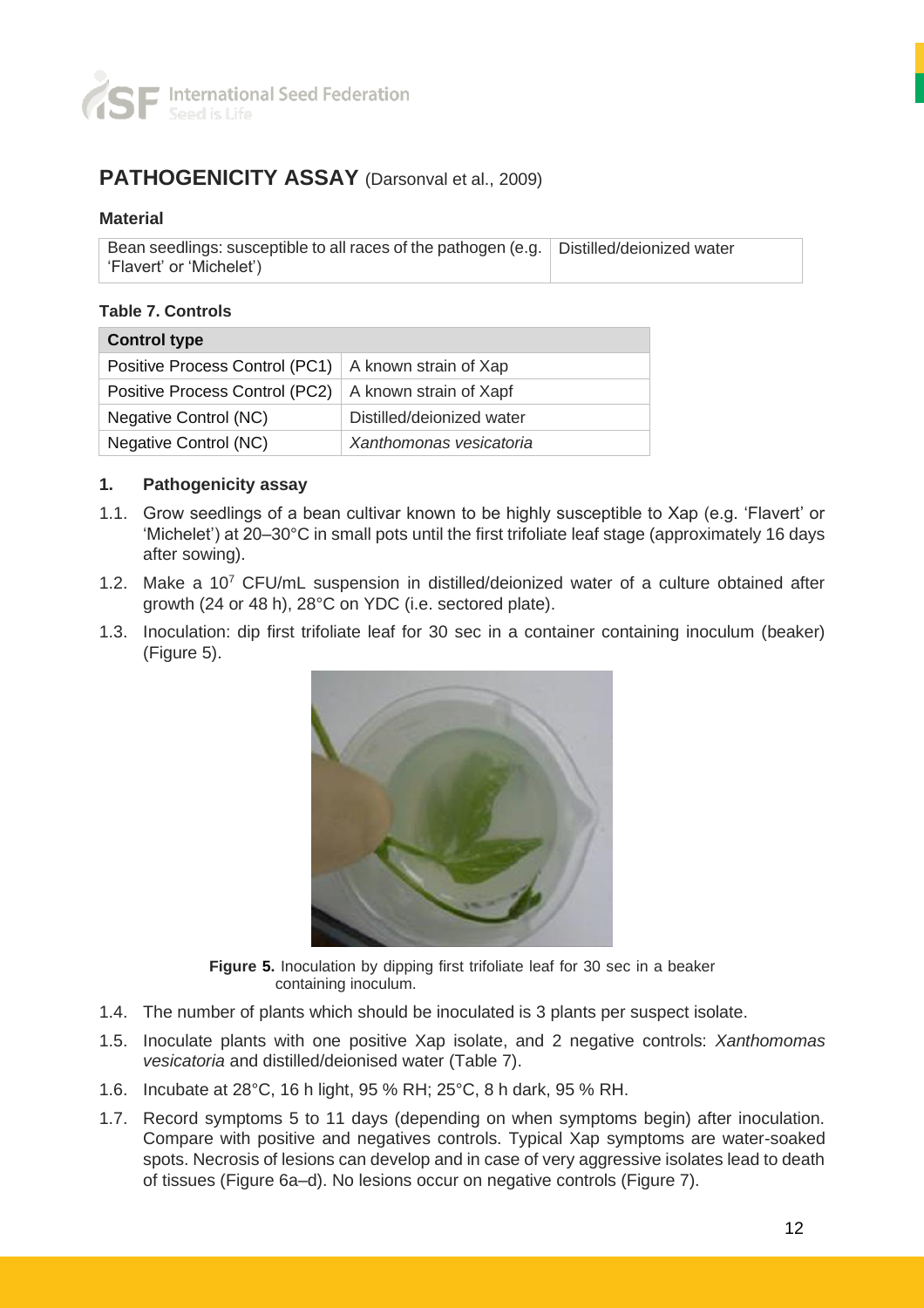## PATHOGENICITY ASSAY (Darsonval et al., 2009)

### Material

| Bean seedlings: susceptible to all races of the pathogen (e.g. 'Flavert' or 'Michelet') | Distilled/deionized water |
|---|---|

**Table 7. Controls**

| Control type | |
|---|---|
| Positive Process Control (PC1) | A known strain of Xap |
| Positive Process Control (PC2) | A known strain of Xapf |
| Negative Control (NC) | Distilled/deionized water |
| Negative Control (NC) | *Xanthomonas vesicatoria* |

### 1. Pathogenicity assay

1.1. Grow seedlings of a bean cultivar known to be highly susceptible to Xap (e.g. 'Flavert' or 'Michelet') at 20–30°C in small pots until the first trifoliate leaf stage (approximately 16 days after sowing).

1.2. Make a $10^7$ CFU/mL suspension in distilled/deionized water of a culture obtained after growth (24 or 48 h), 28°C on YDC (i.e. sectored plate).

1.3. Inoculation: dip first trifoliate leaf for 30 sec in a container containing inoculum (beaker) (Figure 5).

**Figure 5.** Inoculation by dipping first trifoliate leaf for 30 sec in a beaker containing inoculum.

1.4. The number of plants which should be inoculated is 3 plants per suspect isolate.

1.5. Inoculate plants with one positive Xap isolate, and 2 negative controls: *Xanthomomas vesicatoria* and distilled/deionised water (Table 7).

1.6. Incubate at 28°C, 16 h light, 95 % RH; 25°C, 8 h dark, 95 % RH.

1.7. Record symptoms 5 to 11 days (depending on when symptoms begin) after inoculation. Compare with positive and negatives controls. Typical Xap symptoms are water-soaked spots. Necrosis of lesions can develop and in case of very aggressive isolates lead to death of tissues (Figure 6a–d). No lesions occur on negative controls (Figure 7).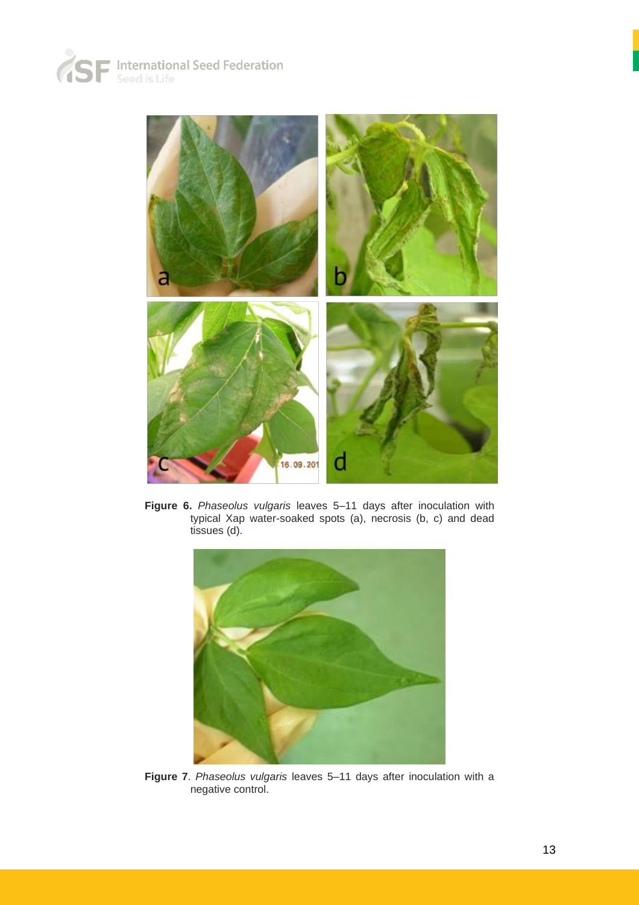**Figure 6.** *Phaseolus vulgaris* leaves 5–11 days after inoculation with typical Xap water-soaked spots (a), necrosis (b, c) and dead tissues (d).

**Figure 7**. *Phaseolus vulgaris* leaves 5–11 days after inoculation with a negative control.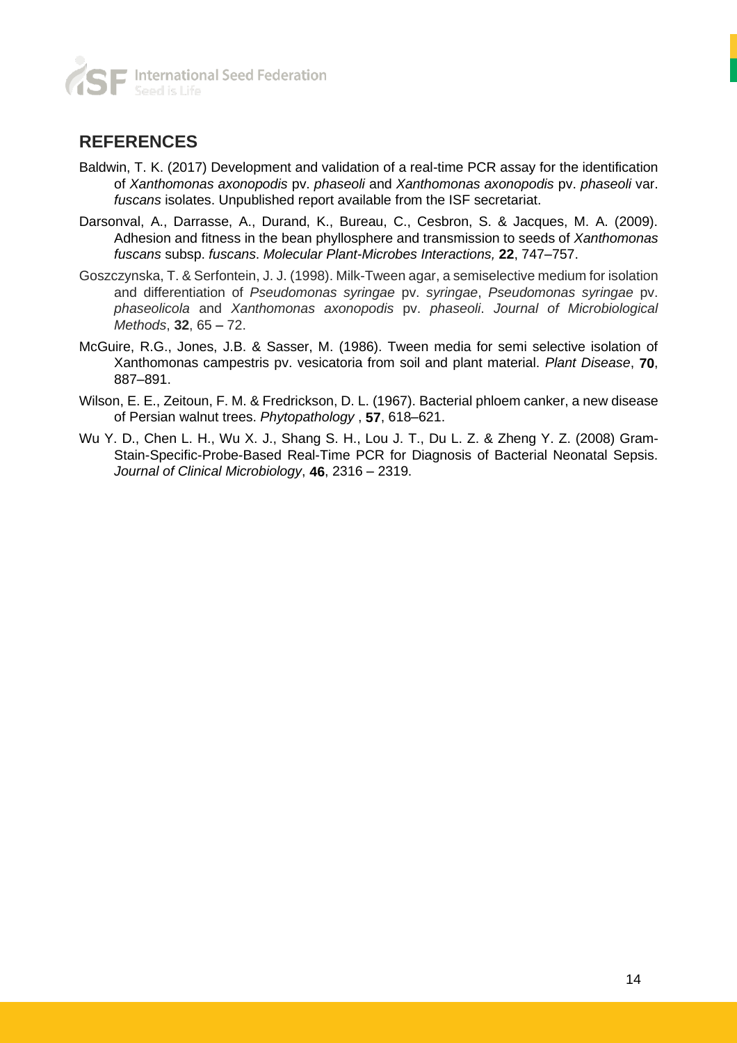## REFERENCES

Baldwin, T. K. (2017) Development and validation of a real-time PCR assay for the identification of *Xanthomonas axonopodis* pv. *phaseoli* and *Xanthomonas axonopodis* pv. *phaseoli* var. *fuscans* isolates. Unpublished report available from the ISF secretariat.

Darsonval, A., Darrasse, A., Durand, K., Bureau, C., Cesbron, S. & Jacques, M. A. (2009). Adhesion and fitness in the bean phyllosphere and transmission to seeds of *Xanthomonas fuscans* subsp. *fuscans*. *Molecular Plant-Microbes Interactions,* **22**, 747–757.

Goszczynska, T. & Serfontein, J. J. (1998). Milk-Tween agar, a semiselective medium for isolation and differentiation of *Pseudomonas syringae* pv. *syringae*, *Pseudomonas syringae* pv. *phaseolicola* and *Xanthomonas axonopodis* pv. *phaseoli*. *Journal of Microbiological Methods*, **32**, 65 – 72.

McGuire, R.G., Jones, J.B. & Sasser, M. (1986). Tween media for semi selective isolation of Xanthomonas campestris pv. vesicatoria from soil and plant material. *Plant Disease*, **70**, 887–891.

Wilson, E. E., Zeitoun, F. M. & Fredrickson, D. L. (1967). Bacterial phloem canker, a new disease of Persian walnut trees. *Phytopathology* , **57**, 618–621.

Wu Y. D., Chen L. H., Wu X. J., Shang S. H., Lou J. T., Du L. Z. & Zheng Y. Z. (2008) Gram-Stain-Specific-Probe-Based Real-Time PCR for Diagnosis of Bacterial Neonatal Sepsis. *Journal of Clinical Microbiology*, **46**, 2316 – 2319.